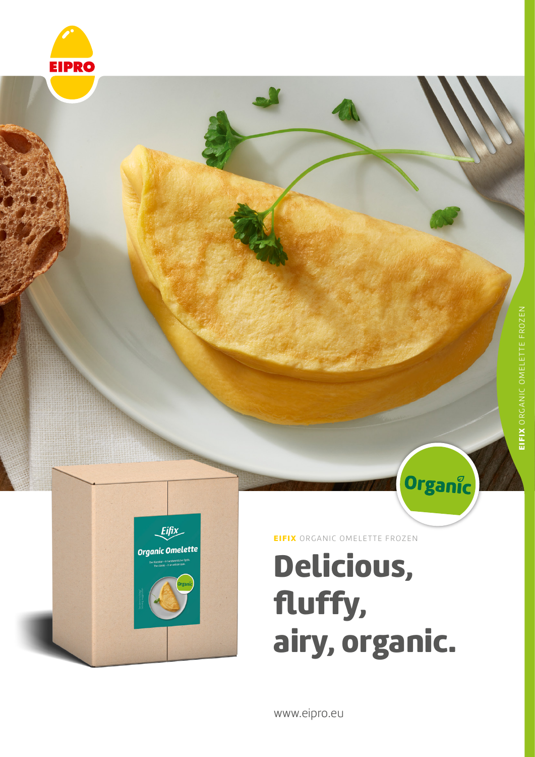EIPRO

**EIFIX** ORGANIC OMELETTE FROZEN

Organic

**EIFIX** ORGANIC OMELETTE FROZEN

# Delicious, fluffy, airy, organic.

www.eipro.eu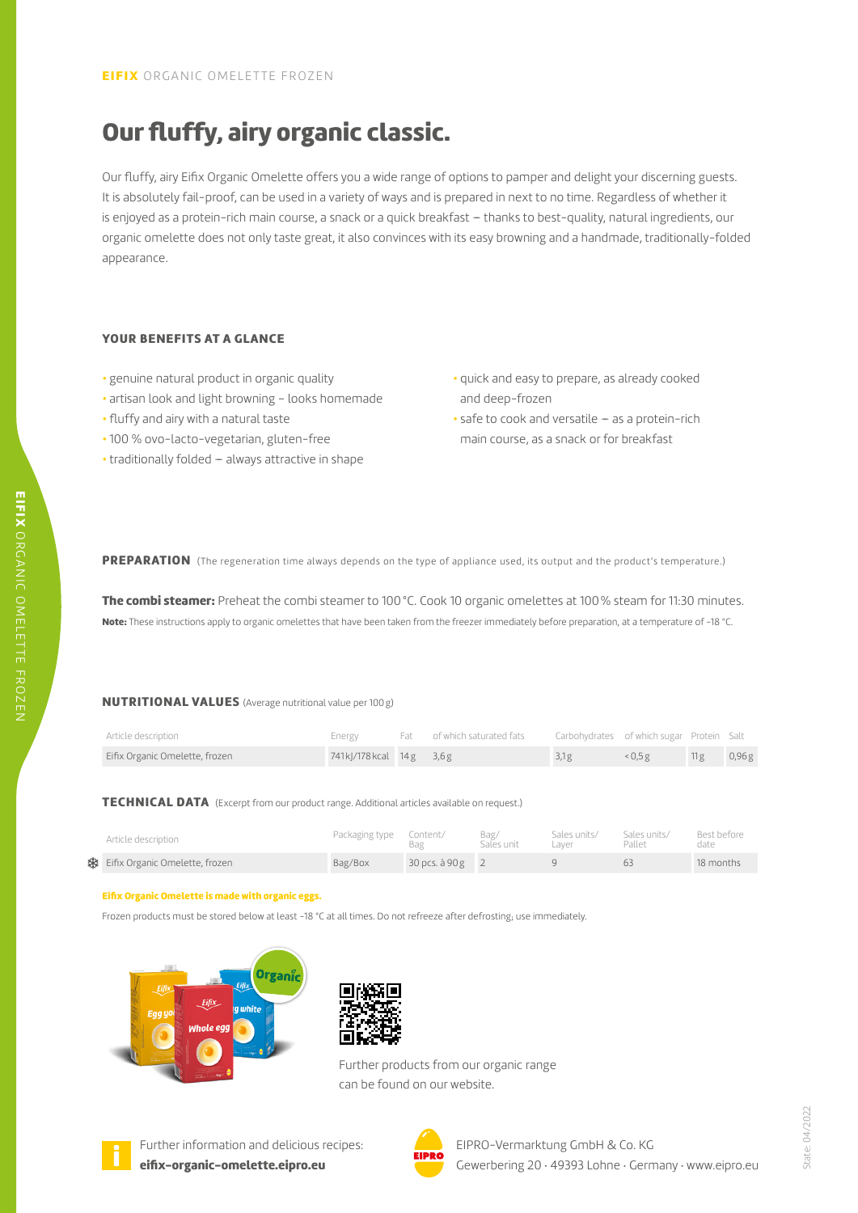**EIFIX** ORGANIC OMELETTE FROZEN

# Our fluffy, airy organic classic.

Our fluffy, airy Eifix Organic Omelette offers you a wide range of options to pamper and delight your discerning guests. It is absolutely fail-proof, can be used in a variety of ways and is prepared in next to no time. Regardless of whether it is enjoyed as a protein-rich main course, a snack or a quick breakfast – thanks to best-quality, natural ingredients, our organic omelette does not only taste great, it also convinces with its easy browning and a handmade, traditionally-folded appearance.

### YOUR BENEFITS AT A GLANCE

- genuine natural product in organic quality
- artisan look and light browning – looks homemade
- fluffy and airy with a natural taste
- 100 % ovo-lacto-vegetarian, gluten-free
- traditionally folded – always attractive in shape
- quick and easy to prepare, as already cooked and deep-frozen
- safe to cook and versatile – as a protein-rich main course, as a snack or for breakfast

### PREPARATION (The regeneration time always depends on the type of appliance used, its output and the product's temperature.)

**The combi steamer:** Preheat the combi steamer to 100 °C. Cook 10 organic omelettes at 100 % steam for 11:30 minutes.

**Note:** These instructions apply to organic omelettes that have been taken from the freezer immediately before preparation, at a temperature of -18 °C.

### NUTRITIONAL VALUES (Average nutritional value per 100 g)

| Article description | Energy | Fat | of which saturated fats | Carbohydrates | of which sugar | Protein | Salt |
|---|---|---|---|---|---|---|---|
| Eifix Organic Omelette, frozen | 741 kJ/178 kcal | 14 g | 3,6 g | 3,1 g | < 0,5 g | 11 g | 0,96 g |

### TECHNICAL DATA (Excerpt from our product range. Additional articles available on request.)

| Article description | Packaging type | Content/ Bag | Bag/ Sales unit | Sales units/ Layer | Sales units/ Pallet | Best before date |
|---|---|---|---|---|---|---|
| ❄ Eifix Organic Omelette, frozen | Bag/Box | 30 pcs. à 90 g | 2 | 9 | 63 | 18 months |

**Eifix Organic Omelette is made with organic eggs.**

Frozen products must be stored below at least -18 °C at all times. Do not refreeze after defrosting; use immediately.

Further products from our organic range can be found on our website.

Further information and delicious recipes:
**eifix-organic-omelette.eipro.eu**

EIPRO-Vermarktung GmbH & Co. KG
Gewerbering 20 · 49393 Lohne · Germany · www.eipro.eu

State: 04/2022